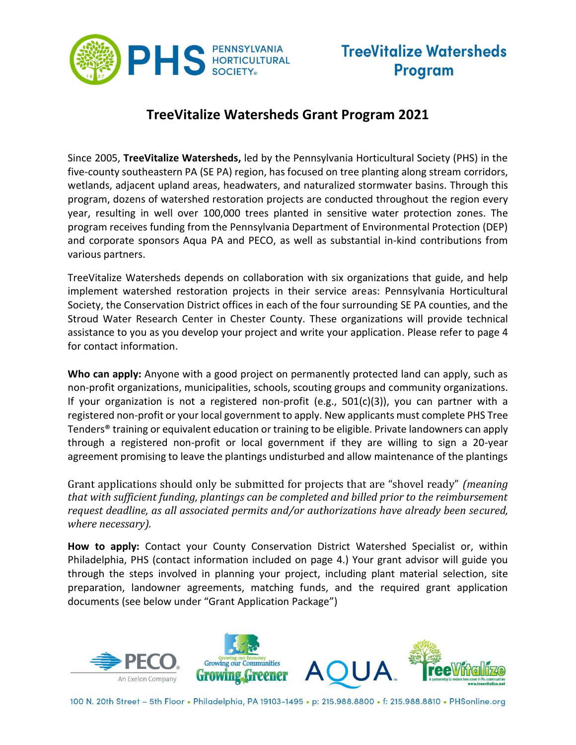# TreeVitalize Watersheds Program

## TreeVitalize Watersheds Grant Program 2021

Since 2005, **TreeVitalize Watersheds,** led by the Pennsylvania Horticultural Society (PHS) in the five-county southeastern PA (SE PA) region, has focused on tree planting along stream corridors, wetlands, adjacent upland areas, headwaters, and naturalized stormwater basins. Through this program, dozens of watershed restoration projects are conducted throughout the region every year, resulting in well over 100,000 trees planted in sensitive water protection zones. The program receives funding from the Pennsylvania Department of Environmental Protection (DEP) and corporate sponsors Aqua PA and PECO, as well as substantial in-kind contributions from various partners.

TreeVitalize Watersheds depends on collaboration with six organizations that guide, and help implement watershed restoration projects in their service areas: Pennsylvania Horticultural Society, the Conservation District offices in each of the four surrounding SE PA counties, and the Stroud Water Research Center in Chester County. These organizations will provide technical assistance to you as you develop your project and write your application. Please refer to page 4 for contact information.

**Who can apply:** Anyone with a good project on permanently protected land can apply, such as non-profit organizations, municipalities, schools, scouting groups and community organizations. If your organization is not a registered non-profit (e.g., 501(c)(3)), you can partner with a registered non-profit or your local government to apply. New applicants must complete PHS Tree Tenders® training or equivalent education or training to be eligible. Private landowners can apply through a registered non-profit or local government if they are willing to sign a 20-year agreement promising to leave the plantings undisturbed and allow maintenance of the plantings

Grant applications should only be submitted for projects that are "shovel ready" *(meaning that with sufficient funding, plantings can be completed and billed prior to the reimbursement request deadline, as all associated permits and/or authorizations have already been secured, where necessary).*

**How to apply:** Contact your County Conservation District Watershed Specialist or, within Philadelphia, PHS (contact information included on page 4.) Your grant advisor will guide you through the steps involved in planning your project, including plant material selection, site preparation, landowner agreements, matching funds, and the required grant application documents (see below under "Grant Application Package")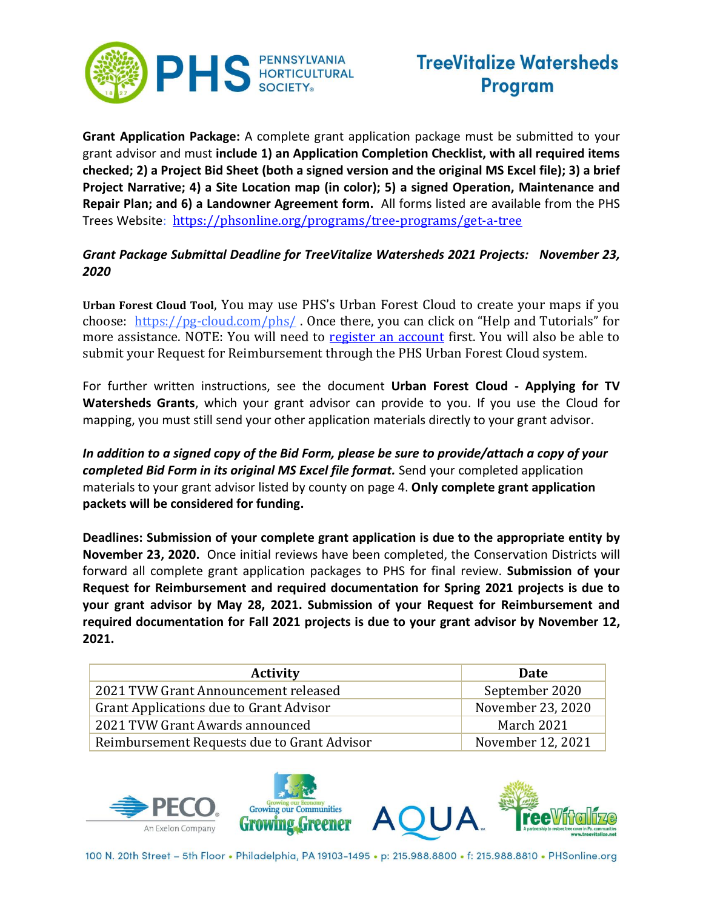**Grant Application Package:** A complete grant application package must be submitted to your grant advisor and must **include 1) an Application Completion Checklist, with all required items checked; 2) a Project Bid Sheet (both a signed version and the original MS Excel file); 3) a brief Project Narrative; 4) a Site Location map (in color); 5) a signed Operation, Maintenance and Repair Plan; and 6) a Landowner Agreement form.** All forms listed are available from the PHS Trees Website: [https://phsonline.org/programs/tree-programs/get-a-tree](https://phsonline.org/programs/tree-programs/get-a-tree)

***Grant Package Submittal Deadline for TreeVitalize Watersheds 2021 Projects: November 23, 2020***

**Urban Forest Cloud Tool**, You may use PHS's Urban Forest Cloud to create your maps if you choose: [https://pg-cloud.com/phs/](https://pg-cloud.com/phs/) . Once there, you can click on "Help and Tutorials" for more assistance. NOTE: You will need to register an account first. You will also be able to submit your Request for Reimbursement through the PHS Urban Forest Cloud system.

For further written instructions, see the document **Urban Forest Cloud - Applying for TV Watersheds Grants**, which your grant advisor can provide to you. If you use the Cloud for mapping, you must still send your other application materials directly to your grant advisor.

***In addition to a signed copy of the Bid Form, please be sure to provide/attach a copy of your completed Bid Form in its original MS Excel file format.*** Send your completed application materials to your grant advisor listed by county on page 4. **Only complete grant application packets will be considered for funding.**

**Deadlines: Submission of your complete grant application is due to the appropriate entity by November 23, 2020.** Once initial reviews have been completed, the Conservation Districts will forward all complete grant application packages to PHS for final review. **Submission of your Request for Reimbursement and required documentation for Spring 2021 projects is due to your grant advisor by May 28, 2021. Submission of your Request for Reimbursement and required documentation for Fall 2021 projects is due to your grant advisor by November 12, 2021.**

| Activity | Date |
|---|---|
| 2021 TVW Grant Announcement released | September 2020 |
| Grant Applications due to Grant Advisor | November 23, 2020 |
| 2021 TVW Grant Awards announced | March 2021 |
| Reimbursement Requests due to Grant Advisor | November 12, 2021 |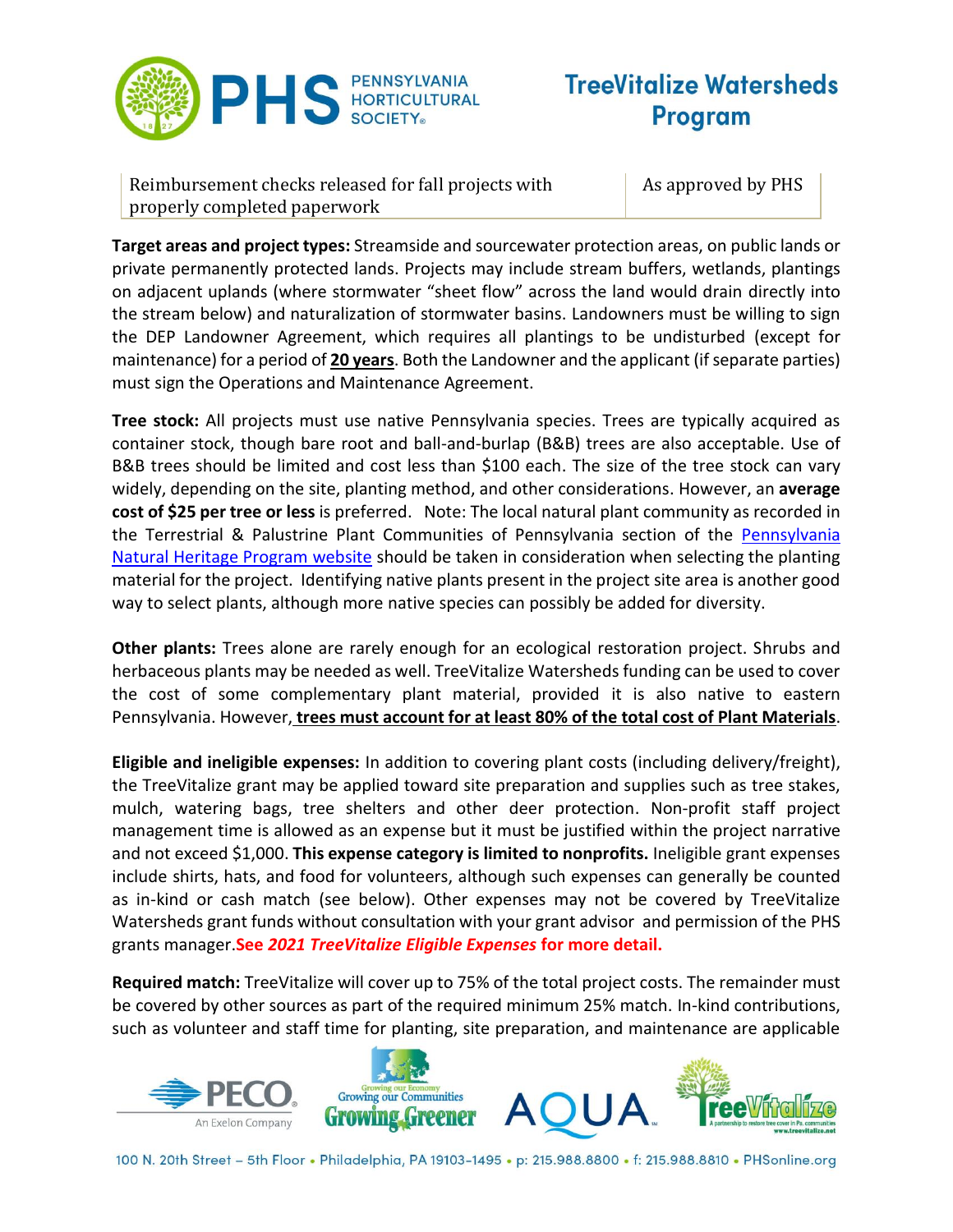| Reimbursement checks released for fall projects with properly completed paperwork | As approved by PHS |
|---|---|

**Target areas and project types:** Streamside and sourcewater protection areas, on public lands or private permanently protected lands. Projects may include stream buffers, wetlands, plantings on adjacent uplands (where stormwater "sheet flow" across the land would drain directly into the stream below) and naturalization of stormwater basins. Landowners must be willing to sign the DEP Landowner Agreement, which requires all plantings to be undisturbed (except for maintenance) for a period of **20 years**. Both the Landowner and the applicant (if separate parties) must sign the Operations and Maintenance Agreement.

**Tree stock:** All projects must use native Pennsylvania species. Trees are typically acquired as container stock, though bare root and ball-and-burlap (B&B) trees are also acceptable. Use of B&B trees should be limited and cost less than $100 each. The size of the tree stock can vary widely, depending on the site, planting method, and other considerations. However, an **average cost of $25 per tree or less** is preferred. Note: The local natural plant community as recorded in the Terrestrial & Palustrine Plant Communities of Pennsylvania section of the [Pennsylvania Natural Heritage Program website]() should be taken in consideration when selecting the planting material for the project. Identifying native plants present in the project site area is another good way to select plants, although more native species can possibly be added for diversity.

**Other plants:** Trees alone are rarely enough for an ecological restoration project. Shrubs and herbaceous plants may be needed as well. TreeVitalize Watersheds funding can be used to cover the cost of some complementary plant material, provided it is also native to eastern Pennsylvania. However, **trees must account for at least 80% of the total cost of Plant Materials**.

**Eligible and ineligible expenses:** In addition to covering plant costs (including delivery/freight), the TreeVitalize grant may be applied toward site preparation and supplies such as tree stakes, mulch, watering bags, tree shelters and other deer protection. Non-profit staff project management time is allowed as an expense but it must be justified within the project narrative and not exceed $1,000. **This expense category is limited to nonprofits.** Ineligible grant expenses include shirts, hats, and food for volunteers, although such expenses can generally be counted as in-kind or cash match (see below). Other expenses may not be covered by TreeVitalize Watersheds grant funds without consultation with your grant advisor and permission of the PHS grants manager. **See *2021 TreeVitalize Eligible Expenses* for more detail.**

**Required match:** TreeVitalize will cover up to 75% of the total project costs. The remainder must be covered by other sources as part of the required minimum 25% match. In-kind contributions, such as volunteer and staff time for planting, site preparation, and maintenance are applicable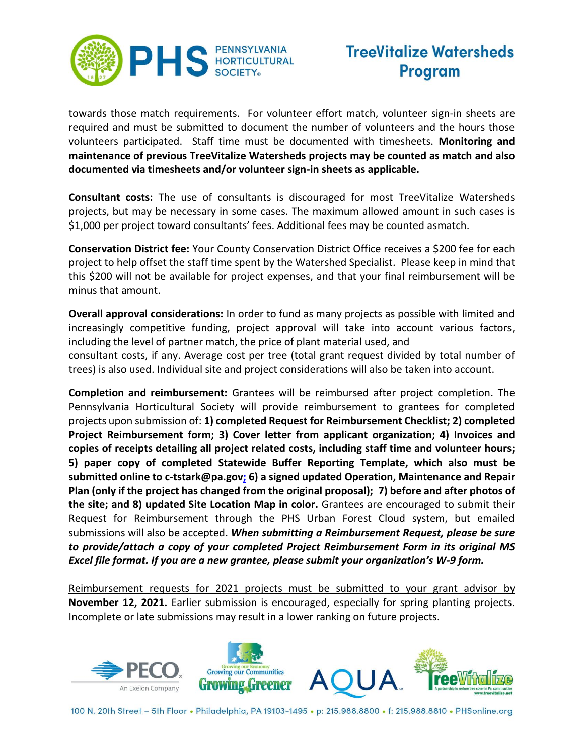towards those match requirements. For volunteer effort match, volunteer sign-in sheets are required and must be submitted to document the number of volunteers and the hours those volunteers participated. Staff time must be documented with timesheets. **Monitoring and maintenance of previous TreeVitalize Watersheds projects may be counted as match and also documented via timesheets and/or volunteer sign-in sheets as applicable.**

**Consultant costs:** The use of consultants is discouraged for most TreeVitalize Watersheds projects, but may be necessary in some cases. The maximum allowed amount in such cases is $1,000 per project toward consultants' fees. Additional fees may be counted asmatch.

**Conservation District fee:** Your County Conservation District Office receives a $200 fee for each project to help offset the staff time spent by the Watershed Specialist. Please keep in mind that this $200 will not be available for project expenses, and that your final reimbursement will be minus that amount.

**Overall approval considerations:** In order to fund as many projects as possible with limited and increasingly competitive funding, project approval will take into account various factors, including the level of partner match, the price of plant material used, and
consultant costs, if any. Average cost per tree (total grant request divided by total number of trees) is also used. Individual site and project considerations will also be taken into account.

**Completion and reimbursement:** Grantees will be reimbursed after project completion. The Pennsylvania Horticultural Society will provide reimbursement to grantees for completed projects upon submission of: **1) completed Request for Reimbursement Checklist; 2) completed Project Reimbursement form; 3) Cover letter from applicant organization; 4) Invoices and copies of receipts detailing all project related costs, including staff time and volunteer hours; 5) paper copy of completed Statewide Buffer Reporting Template, which also must be submitted online to c-tstark@pa.gov; 6) a signed updated Operation, Maintenance and Repair Plan (only if the project has changed from the original proposal); 7) before and after photos of the site; and 8) updated Site Location Map in color.** Grantees are encouraged to submit their Request for Reimbursement through the PHS Urban Forest Cloud system, but emailed submissions will also be accepted. ***When submitting a Reimbursement Request, please be sure to provide/attach a copy of your completed Project Reimbursement Form in its original MS Excel file format. If you are a new grantee, please submit your organization's W-9 form.***

Reimbursement requests for 2021 projects must be submitted to your grant advisor by **November 12, 2021.** Earlier submission is encouraged, especially for spring planting projects. Incomplete or late submissions may result in a lower ranking on future projects.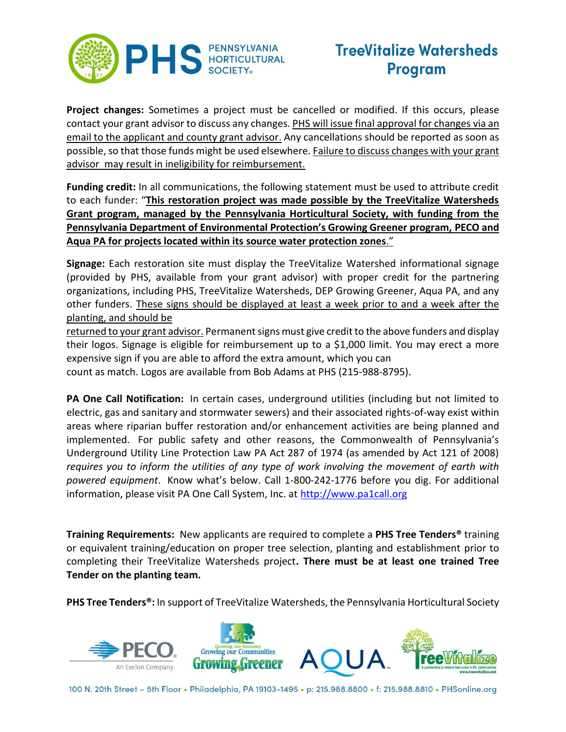**Project changes:** Sometimes a project must be cancelled or modified. If this occurs, please contact your grant advisor to discuss any changes. PHS will issue final approval for changes via an email to the applicant and county grant advisor. Any cancellations should be reported as soon as possible, so that those funds might be used elsewhere. Failure to discuss changes with your grant advisor may result in ineligibility for reimbursement.

**Funding credit:** In all communications, the following statement must be used to attribute credit to each funder: "**This restoration project was made possible by the TreeVitalize Watersheds Grant program, managed by the Pennsylvania Horticultural Society, with funding from the Pennsylvania Department of Environmental Protection's Growing Greener program, PECO and Aqua PA for projects located within its source water protection zones**."

**Signage:** Each restoration site must display the TreeVitalize Watershed informational signage (provided by PHS, available from your grant advisor) with proper credit for the partnering organizations, including PHS, TreeVitalize Watersheds, DEP Growing Greener, Aqua PA, and any other funders. These signs should be displayed at least a week prior to and a week after the planting, and should be returned to your grant advisor. Permanent signs must give credit to the above funders and display their logos. Signage is eligible for reimbursement up to a $1,000 limit. You may erect a more expensive sign if you are able to afford the extra amount, which you can count as match. Logos are available from Bob Adams at PHS (215-988-8795).

**PA One Call Notification:** In certain cases, underground utilities (including but not limited to electric, gas and sanitary and stormwater sewers) and their associated rights-of-way exist within areas where riparian buffer restoration and/or enhancement activities are being planned and implemented. For public safety and other reasons, the Commonwealth of Pennsylvania's Underground Utility Line Protection Law PA Act 287 of 1974 (as amended by Act 121 of 2008) *requires you to inform the utilities of any type of work involving the movement of earth with powered equipment*. Know what's below. Call 1-800-242-1776 before you dig. For additional information, please visit PA One Call System, Inc. at http://www.pa1call.org

**Training Requirements:** New applicants are required to complete a **PHS Tree Tenders®** training or equivalent training/education on proper tree selection, planting and establishment prior to completing their TreeVitalize Watersheds project**. There must be at least one trained Tree Tender on the planting team.**

**PHS Tree Tenders®:** In support of TreeVitalize Watersheds, the Pennsylvania Horticultural Society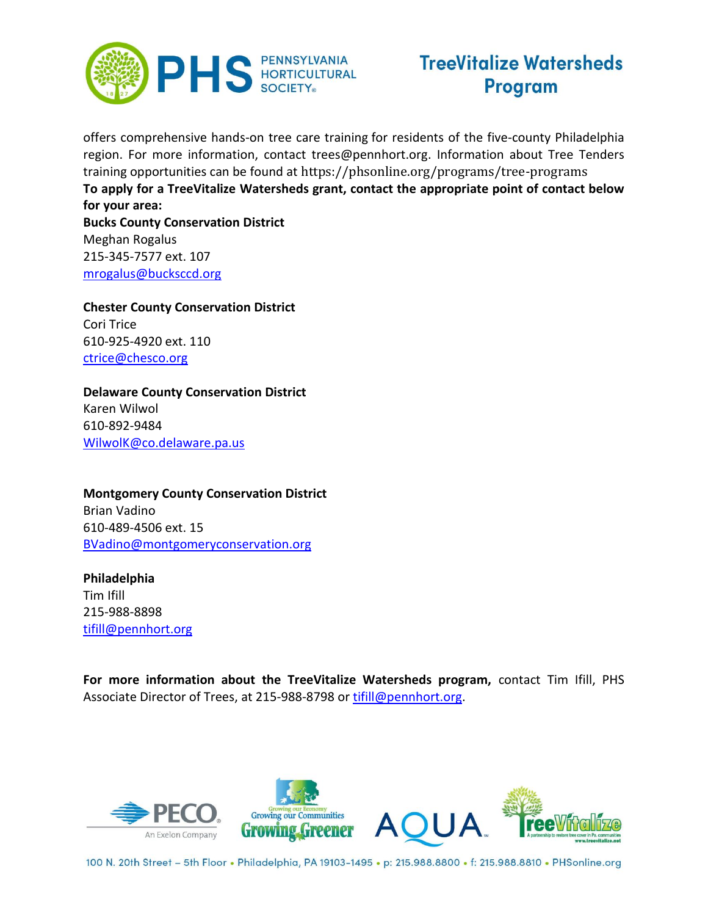offers comprehensive hands-on tree care training for residents of the five-county Philadelphia region. For more information, contact trees@pennhort.org. Information about Tree Tenders training opportunities can be found at https://phsonline.org/programs/tree-programs

**To apply for a TreeVitalize Watersheds grant, contact the appropriate point of contact below for your area:**

**Bucks County Conservation District**
Meghan Rogalus
215-345-7577 ext. 107
mrogalus@bucksccd.org

**Chester County Conservation District**
Cori Trice
610-925-4920 ext. 110
ctrice@chesco.org

**Delaware County Conservation District**
Karen Wilwol
610-892-9484
WilwolK@co.delaware.pa.us

**Montgomery County Conservation District**
Brian Vadino
610-489-4506 ext. 15
BVadino@montgomeryconservation.org

**Philadelphia**
Tim Ifill
215-988-8898
tifill@pennhort.org

**For more information about the TreeVitalize Watersheds program,** contact Tim Ifill, PHS Associate Director of Trees, at 215-988-8798 or tifill@pennhort.org.